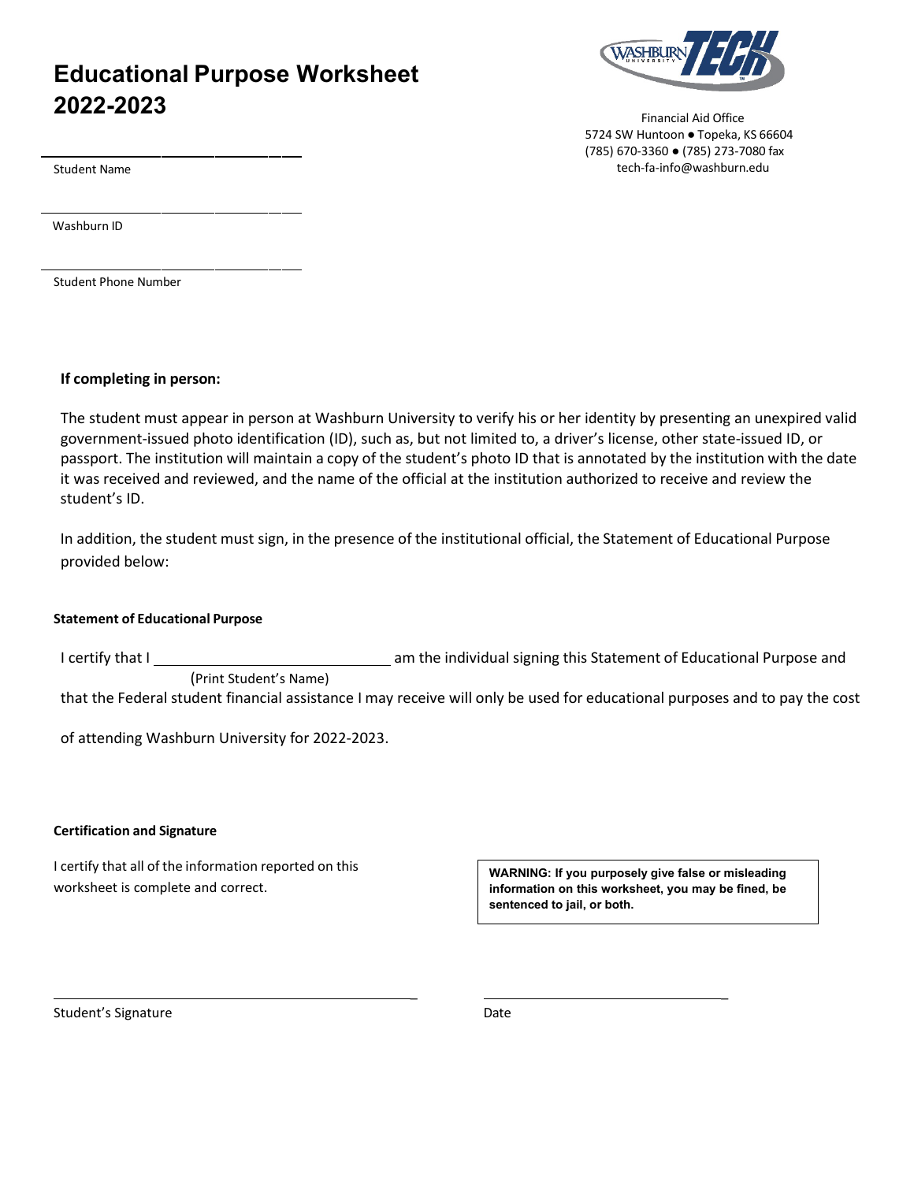# Educational Purpose Worksheet 2022-2023

Financial Aid Office
5724 SW Huntoon ● Topeka, KS 66604
(785) 670-3360 ● (785) 273-7080 fax
tech-fa-info@washburn.edu

_______________________________
Student Name

_______________________________
Washburn ID

_______________________________
Student Phone Number

**If completing in person:**

The student must appear in person at Washburn University to verify his or her identity by presenting an unexpired valid government-issued photo identification (ID), such as, but not limited to, a driver's license, other state-issued ID, or passport. The institution will maintain a copy of the student's photo ID that is annotated by the institution with the date it was received and reviewed, and the name of the official at the institution authorized to receive and review the student's ID.

In addition, the student must sign, in the presence of the institutional official, the Statement of Educational Purpose provided below:

**Statement of Educational Purpose**

I certify that I ______________________________ am the individual signing this Statement of Educational Purpose and
(Print Student's Name)
that the Federal student financial assistance I may receive will only be used for educational purposes and to pay the cost of attending Washburn University for 2022-2023.

**Certification and Signature**

I certify that all of the information reported on this worksheet is complete and correct.

**WARNING: If you purposely give false or misleading information on this worksheet, you may be fined, be sentenced to jail, or both.**

_______________________________ _______________________________
Student's Signature Date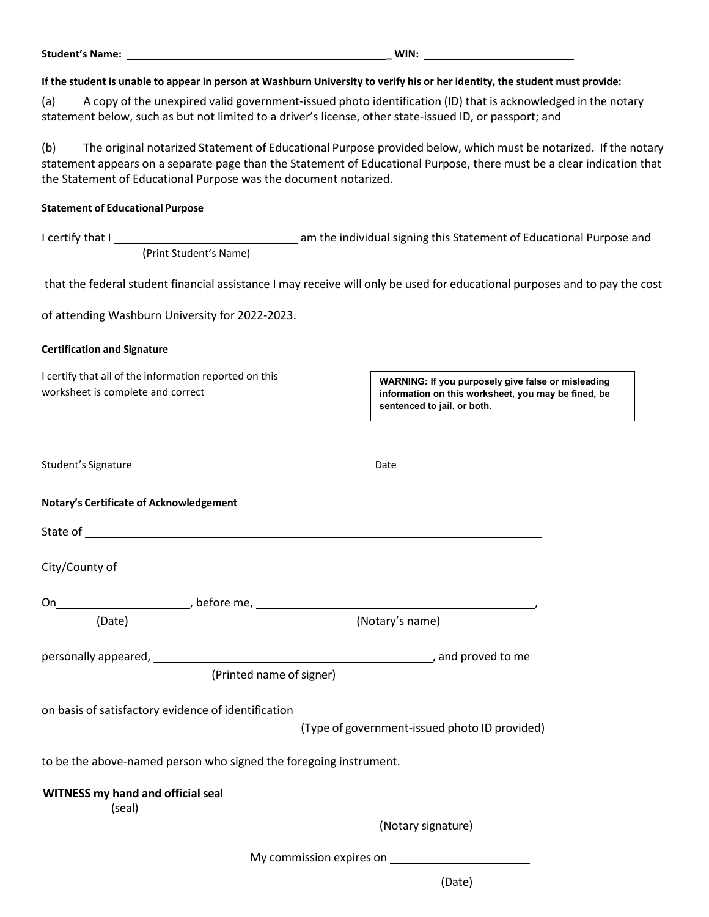**Student's Name:** ______________________________ **WIN:** ____________________

**If the student is unable to appear in person at Washburn University to verify his or her identity, the student must provide:**

(a) A copy of the unexpired valid government-issued photo identification (ID) that is acknowledged in the notary statement below, such as but not limited to a driver's license, other state-issued ID, or passport; and

(b) The original notarized Statement of Educational Purpose provided below, which must be notarized. If the notary statement appears on a separate page than the Statement of Educational Purpose, there must be a clear indication that the Statement of Educational Purpose was the document notarized.

**Statement of Educational Purpose**

I certify that I ______________________ am the individual signing this Statement of Educational Purpose and
(Print Student's Name)

that the federal student financial assistance I may receive will only be used for educational purposes and to pay the cost of attending Washburn University for 2022-2023.

**Certification and Signature**

I certify that all of the information reported on this worksheet is complete and correct

**WARNING: If you purposely give false or misleading information on this worksheet, you may be fined, be sentenced to jail, or both.**

______________________________ ____________________
Student's Signature Date

**Notary's Certificate of Acknowledgement**

State of ______________________________

City/County of ______________________________

On ____________________, before me, ______________________________,
(Date) (Notary's name)

personally appeared, ______________________________, and proved to me
(Printed name of signer)

on basis of satisfactory evidence of identification ______________________________
(Type of government-issued photo ID provided)

to be the above-named person who signed the foregoing instrument.

**WITNESS my hand and official seal**
(seal)

______________________________
(Notary signature)

My commission expires on ____________________
(Date)